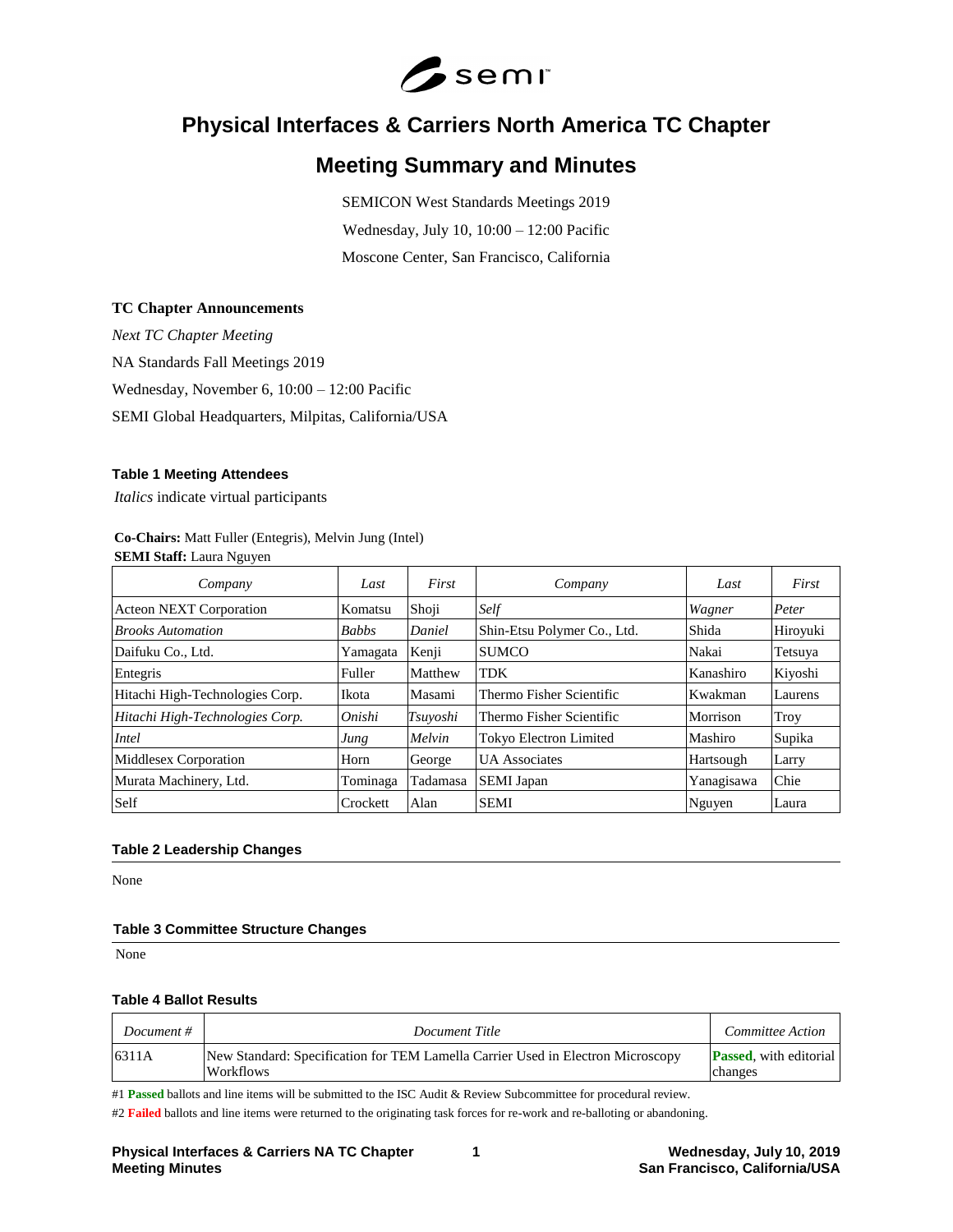# Physical Interfaces & Carriers North America TC Chapter

# Meeting Summary and Minutes

SEMICON West Standards Meetings 2019

Wednesday, July 10, 10:00 – 12:00 Pacific

Moscone Center, San Francisco, California

**TC Chapter Announcements**

*Next TC Chapter Meeting*

NA Standards Fall Meetings 2019

Wednesday, November 6, 10:00 – 12:00 Pacific

SEMI Global Headquarters, Milpitas, California/USA

### Table 1 Meeting Attendees

*Italics* indicate virtual participants

**Co-Chairs:** Matt Fuller (Entegris), Melvin Jung (Intel)
**SEMI Staff:** Laura Nguyen

| *Company* | *Last* | *First* | *Company* | *Last* | *First* |
|---|---|---|---|---|---|
| Acteon NEXT Corporation | Komatsu | Shoji | *Self* | *Wagner* | *Peter* |
| *Brooks Automation* | *Babbs* | *Daniel* | Shin-Etsu Polymer Co., Ltd. | Shida | Hiroyuki |
| Daifuku Co., Ltd. | Yamagata | Kenji | SUMCO | Nakai | Tetsuya |
| Entegris | Fuller | Matthew | TDK | Kanashiro | Kiyoshi |
| Hitachi High-Technologies Corp. | Ikota | Masami | Thermo Fisher Scientific | Kwakman | Laurens |
| *Hitachi High-Technologies Corp.* | *Onishi* | *Tsuyoshi* | Thermo Fisher Scientific | Morrison | Troy |
| *Intel* | *Jung* | *Melvin* | Tokyo Electron Limited | Mashiro | Supika |
| Middlesex Corporation | Horn | George | UA Associates | Hartsough | Larry |
| Murata Machinery, Ltd. | Tominaga | Tadamasa | SEMI Japan | Yanagisawa | Chie |
| Self | Crockett | Alan | SEMI | Nguyen | Laura |

### Table 2 Leadership Changes

None

### Table 3 Committee Structure Changes

None

### Table 4 Ballot Results

| *Document #* | *Document Title* | *Committee Action* |
|---|---|---|
| 6311A | New Standard: Specification for TEM Lamella Carrier Used in Electron Microscopy Workflows | **Passed**, with editorial changes |

#1 **Passed** ballots and line items will be submitted to the ISC Audit & Review Subcommittee for procedural review.

#2 **Failed** ballots and line items were returned to the originating task forces for re-work and re-balloting or abandoning.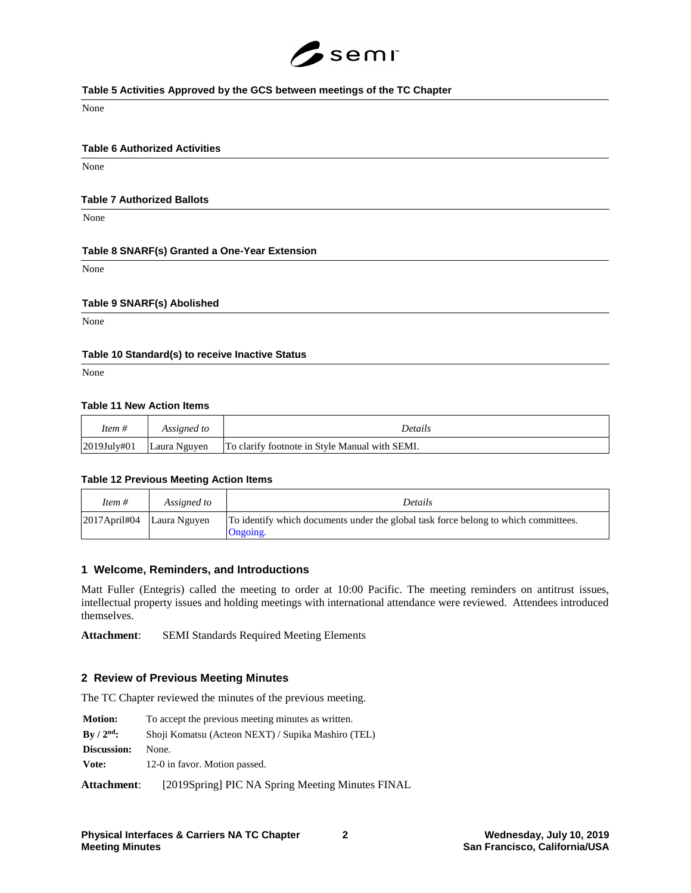**Table 5 Activities Approved by the GCS between meetings of the TC Chapter**

None

**Table 6 Authorized Activities**

None

**Table 7 Authorized Ballots**

None

**Table 8 SNARF(s) Granted a One-Year Extension**

None

**Table 9 SNARF(s) Abolished**

None

**Table 10 Standard(s) to receive Inactive Status**

None

**Table 11 New Action Items**

| *Item #* | *Assigned to* | *Details* |
|---|---|---|
| 2019July#01 | Laura Nguyen | To clarify footnote in Style Manual with SEMI. |

**Table 12 Previous Meeting Action Items**

| *Item #* | *Assigned to* | *Details* |
|---|---|---|
| 2017April#04 | Laura Nguyen | To identify which documents under the global task force belong to which committees. Ongoing. |

## 1 Welcome, Reminders, and Introductions

Matt Fuller (Entegris) called the meeting to order at 10:00 Pacific. The meeting reminders on antitrust issues, intellectual property issues and holding meetings with international attendance were reviewed. Attendees introduced themselves.

**Attachment**: SEMI Standards Required Meeting Elements

## 2 Review of Previous Meeting Minutes

The TC Chapter reviewed the minutes of the previous meeting.

**Motion:** To accept the previous meeting minutes as written.
**By / 2nd:** Shoji Komatsu (Acteon NEXT) / Supika Mashiro (TEL)
**Discussion:** None.
**Vote:** 12-0 in favor. Motion passed.

**Attachment**: [2019Spring] PIC NA Spring Meeting Minutes FINAL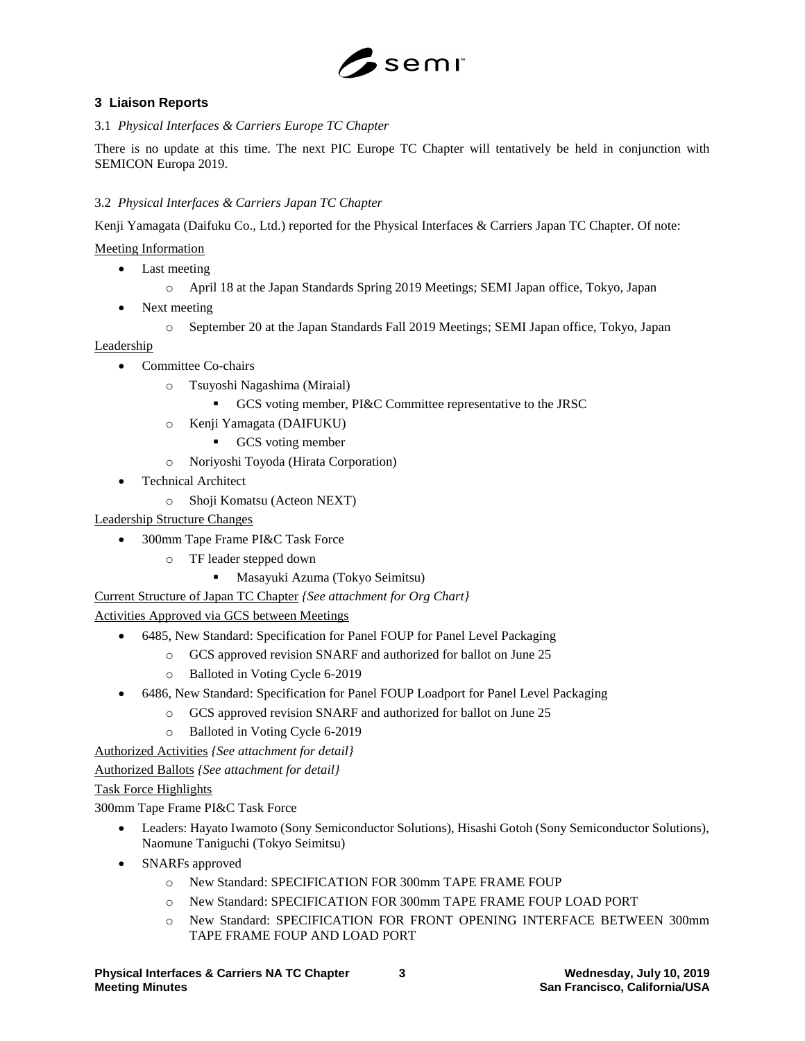## 3 Liaison Reports

### 3.1 *Physical Interfaces & Carriers Europe TC Chapter*

There is no update at this time. The next PIC Europe TC Chapter will tentatively be held in conjunction with SEMICON Europa 2019.

### 3.2 *Physical Interfaces & Carriers Japan TC Chapter*

Kenji Yamagata (Daifuku Co., Ltd.) reported for the Physical Interfaces & Carriers Japan TC Chapter. Of note:

Meeting Information

- Last meeting
  - April 18 at the Japan Standards Spring 2019 Meetings; SEMI Japan office, Tokyo, Japan
- Next meeting
  - September 20 at the Japan Standards Fall 2019 Meetings; SEMI Japan office, Tokyo, Japan

Leadership

- Committee Co-chairs
  - Tsuyoshi Nagashima (Miraial)
    - GCS voting member, PI&C Committee representative to the JRSC
  - Kenji Yamagata (DAIFUKU)
    - GCS voting member
  - Noriyoshi Toyoda (Hirata Corporation)
- Technical Architect
  - Shoji Komatsu (Acteon NEXT)

Leadership Structure Changes

- 300mm Tape Frame PI&C Task Force
  - TF leader stepped down
    - Masayuki Azuma (Tokyo Seimitsu)

Current Structure of Japan TC Chapter *{See attachment for Org Chart}*

Activities Approved via GCS between Meetings

- 6485, New Standard: Specification for Panel FOUP for Panel Level Packaging
  - GCS approved revision SNARF and authorized for ballot on June 25
  - Balloted in Voting Cycle 6-2019
- 6486, New Standard: Specification for Panel FOUP Loadport for Panel Level Packaging
  - GCS approved revision SNARF and authorized for ballot on June 25
  - Balloted in Voting Cycle 6-2019

Authorized Activities *{See attachment for detail}*

Authorized Ballots *{See attachment for detail}*

Task Force Highlights

300mm Tape Frame PI&C Task Force

- Leaders: Hayato Iwamoto (Sony Semiconductor Solutions), Hisashi Gotoh (Sony Semiconductor Solutions), Naomune Taniguchi (Tokyo Seimitsu)
- SNARFs approved
  - New Standard: SPECIFICATION FOR 300mm TAPE FRAME FOUP
  - New Standard: SPECIFICATION FOR 300mm TAPE FRAME FOUP LOAD PORT
  - New Standard: SPECIFICATION FOR FRONT OPENING INTERFACE BETWEEN 300mm TAPE FRAME FOUP AND LOAD PORT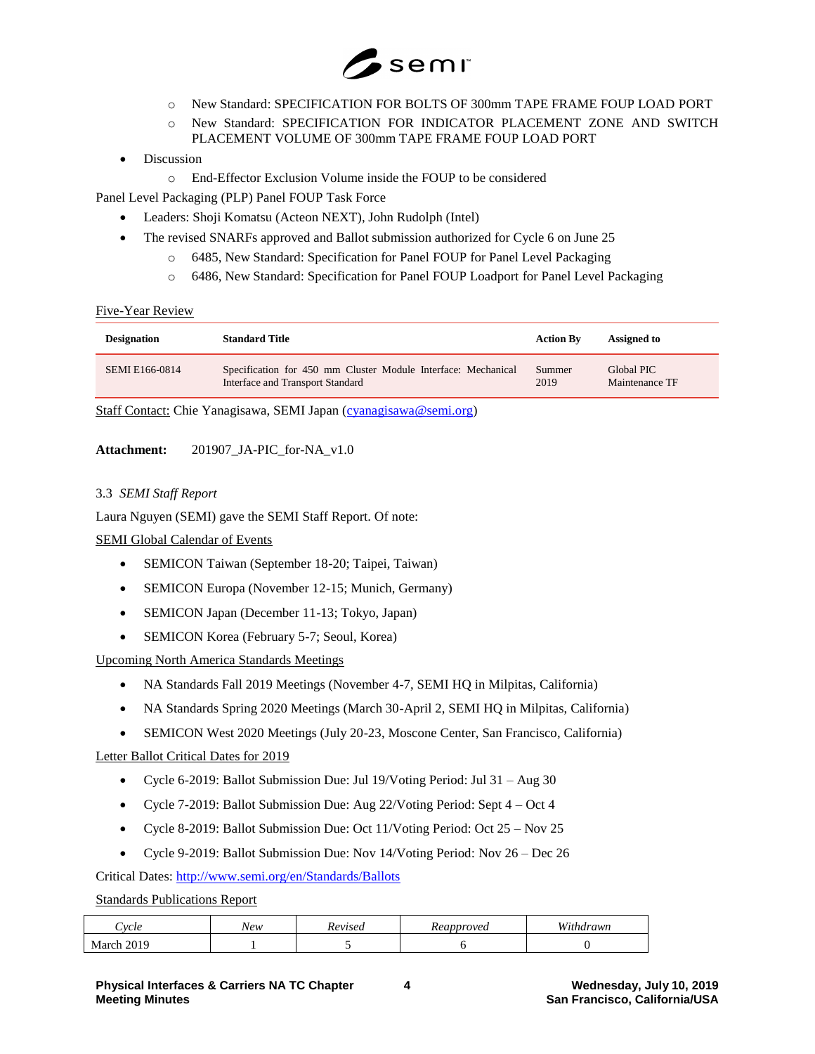- New Standard: SPECIFICATION FOR BOLTS OF 300mm TAPE FRAME FOUP LOAD PORT
  - New Standard: SPECIFICATION FOR INDICATOR PLACEMENT ZONE AND SWITCH PLACEMENT VOLUME OF 300mm TAPE FRAME FOUP LOAD PORT
- Discussion
  - End-Effector Exclusion Volume inside the FOUP to be considered

Panel Level Packaging (PLP) Panel FOUP Task Force

- Leaders: Shoji Komatsu (Acteon NEXT), John Rudolph (Intel)
- The revised SNARFs approved and Ballot submission authorized for Cycle 6 on June 25
  - 6485, New Standard: Specification for Panel FOUP for Panel Level Packaging
  - 6486, New Standard: Specification for Panel FOUP Loadport for Panel Level Packaging

Five-Year Review

| Designation | Standard Title | Action By | Assigned to |
|---|---|---|---|
| SEMI E166-0814 | Specification for 450 mm Cluster Module Interface: Mechanical Interface and Transport Standard | Summer 2019 | Global PIC Maintenance TF |

Staff Contact: Chie Yanagisawa, SEMI Japan (cyanagisawa@semi.org)

**Attachment:** 201907_JA-PIC_for-NA_v1.0

3.3 *SEMI Staff Report*

Laura Nguyen (SEMI) gave the SEMI Staff Report. Of note:

SEMI Global Calendar of Events

- SEMICON Taiwan (September 18-20; Taipei, Taiwan)
- SEMICON Europa (November 12-15; Munich, Germany)
- SEMICON Japan (December 11-13; Tokyo, Japan)
- SEMICON Korea (February 5-7; Seoul, Korea)

Upcoming North America Standards Meetings

- NA Standards Fall 2019 Meetings (November 4-7, SEMI HQ in Milpitas, California)
- NA Standards Spring 2020 Meetings (March 30-April 2, SEMI HQ in Milpitas, California)
- SEMICON West 2020 Meetings (July 20-23, Moscone Center, San Francisco, California)

Letter Ballot Critical Dates for 2019

- Cycle 6-2019: Ballot Submission Due: Jul 19/Voting Period: Jul 31 – Aug 30
- Cycle 7-2019: Ballot Submission Due: Aug 22/Voting Period: Sept 4 – Oct 4
- Cycle 8-2019: Ballot Submission Due: Oct 11/Voting Period: Oct 25 – Nov 25
- Cycle 9-2019: Ballot Submission Due: Nov 14/Voting Period: Nov 26 – Dec 26

Critical Dates: http://www.semi.org/en/Standards/Ballots

Standards Publications Report

| *Cycle* | *New* | *Revised* | *Reapproved* | *Withdrawn* |
|---|---|---|---|---|
| March 2019 | 1 | 5 | 6 | 0 |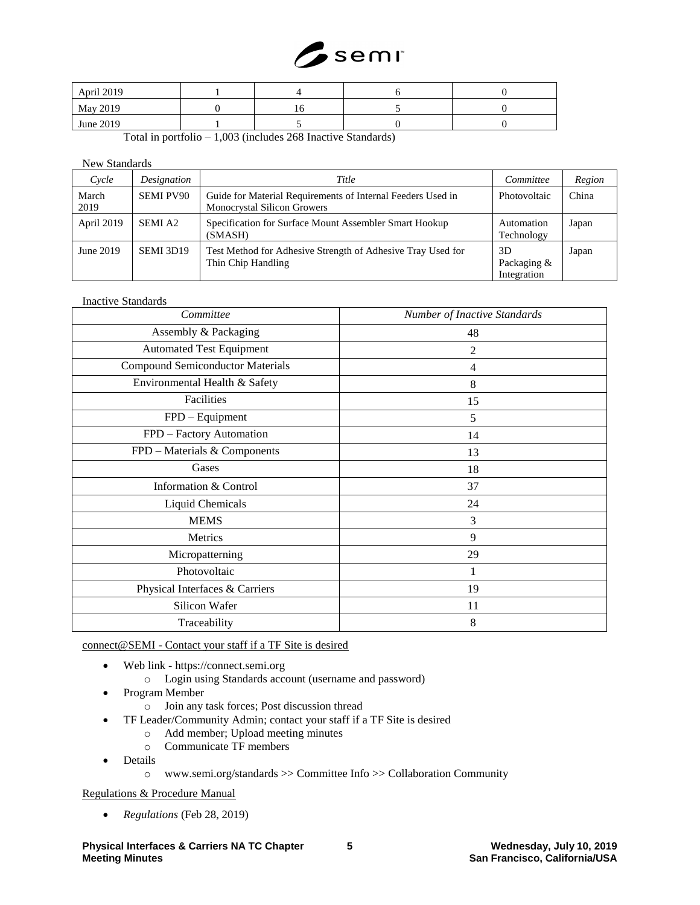| April 2019 | 1 | 4 | 6 | 0 |
|---|---|---|---|---|
| May 2019 | 0 | 16 | 5 | 0 |
| June 2019 | 1 | 5 | 0 | 0 |

Total in portfolio – 1,003 (includes 268 Inactive Standards)

New Standards

| *Cycle* | *Designation* | *Title* | *Committee* | *Region* |
|---|---|---|---|---|
| March 2019 | SEMI PV90 | Guide for Material Requirements of Internal Feeders Used in Monocrystal Silicon Growers | Photovoltaic | China |
| April 2019 | SEMI A2 | Specification for Surface Mount Assembler Smart Hookup (SMASH) | Automation Technology | Japan |
| June 2019 | SEMI 3D19 | Test Method for Adhesive Strength of Adhesive Tray Used for Thin Chip Handling | 3D Packaging & Integration | Japan |

Inactive Standards

| *Committee* | *Number of Inactive Standards* |
|---|---|
| Assembly & Packaging | 48 |
| Automated Test Equipment | 2 |
| Compound Semiconductor Materials | 4 |
| Environmental Health & Safety | 8 |
| Facilities | 15 |
| FPD – Equipment | 5 |
| FPD – Factory Automation | 14 |
| FPD – Materials & Components | 13 |
| Gases | 18 |
| Information & Control | 37 |
| Liquid Chemicals | 24 |
| MEMS | 3 |
| Metrics | 9 |
| Micropatterning | 29 |
| Photovoltaic | 1 |
| Physical Interfaces & Carriers | 19 |
| Silicon Wafer | 11 |
| Traceability | 8 |

connect@SEMI - Contact your staff if a TF Site is desired

- Web link - https://connect.semi.org
  - Login using Standards account (username and password)
- Program Member
  - Join any task forces; Post discussion thread
- TF Leader/Community Admin; contact your staff if a TF Site is desired
  - Add member; Upload meeting minutes
  - Communicate TF members
- Details
  - www.semi.org/standards >> Committee Info >> Collaboration Community

Regulations & Procedure Manual

- *Regulations* (Feb 28, 2019)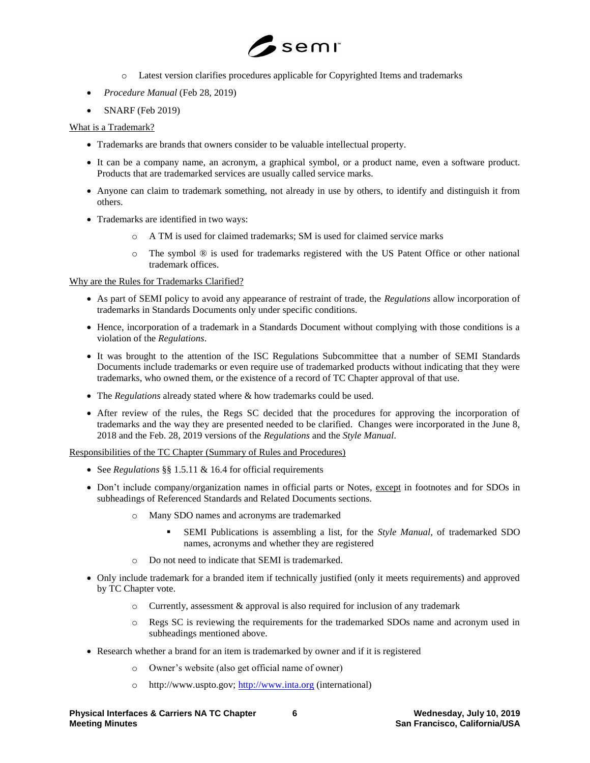- Latest version clarifies procedures applicable for Copyrighted Items and trademarks
- *Procedure Manual* (Feb 28, 2019)
- SNARF (Feb 2019)

What is a Trademark?

- Trademarks are brands that owners consider to be valuable intellectual property.
- It can be a company name, an acronym, a graphical symbol, or a product name, even a software product. Products that are trademarked services are usually called service marks.
- Anyone can claim to trademark something, not already in use by others, to identify and distinguish it from others.
- Trademarks are identified in two ways:
  - A TM is used for claimed trademarks; SM is used for claimed service marks
  - The symbol ® is used for trademarks registered with the US Patent Office or other national trademark offices.

Why are the Rules for Trademarks Clarified?

- As part of SEMI policy to avoid any appearance of restraint of trade, the *Regulations* allow incorporation of trademarks in Standards Documents only under specific conditions.
- Hence, incorporation of a trademark in a Standards Document without complying with those conditions is a violation of the *Regulations*.
- It was brought to the attention of the ISC Regulations Subcommittee that a number of SEMI Standards Documents include trademarks or even require use of trademarked products without indicating that they were trademarks, who owned them, or the existence of a record of TC Chapter approval of that use.
- The *Regulations* already stated where & how trademarks could be used.
- After review of the rules, the Regs SC decided that the procedures for approving the incorporation of trademarks and the way they are presented needed to be clarified. Changes were incorporated in the June 8, 2018 and the Feb. 28, 2019 versions of the *Regulations* and the *Style Manual*.

Responsibilities of the TC Chapter (Summary of Rules and Procedures)

- See *Regulations* §§ 1.5.11 & 16.4 for official requirements
- Don't include company/organization names in official parts or Notes, except in footnotes and for SDOs in subheadings of Referenced Standards and Related Documents sections.
  - Many SDO names and acronyms are trademarked
    - SEMI Publications is assembling a list, for the *Style Manual,* of trademarked SDO names, acronyms and whether they are registered
  - Do not need to indicate that SEMI is trademarked.
- Only include trademark for a branded item if technically justified (only it meets requirements) and approved by TC Chapter vote.
  - Currently, assessment & approval is also required for inclusion of any trademark
  - Regs SC is reviewing the requirements for the trademarked SDOs name and acronym used in subheadings mentioned above.
- Research whether a brand for an item is trademarked by owner and if it is registered
  - Owner's website (also get official name of owner)
  - http://www.uspto.gov; http://www.inta.org (international)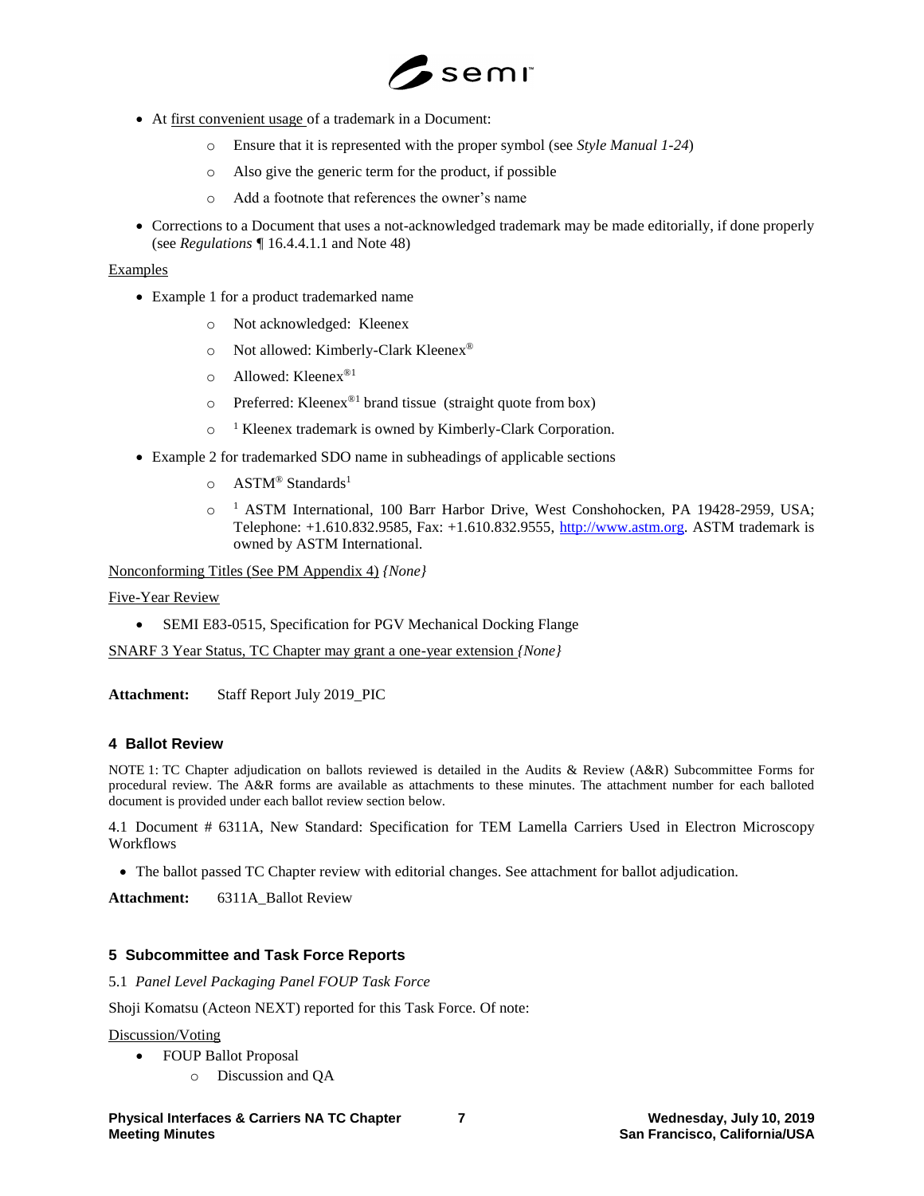- At first convenient usage of a trademark in a Document:
  - Ensure that it is represented with the proper symbol (see *Style Manual 1-24*)
  - Also give the generic term for the product, if possible
  - Add a footnote that references the owner's name
- Corrections to a Document that uses a not-acknowledged trademark may be made editorially, if done properly (see *Regulations* ¶ 16.4.4.1.1 and Note 48)

Examples

- Example 1 for a product trademarked name
  - Not acknowledged: Kleenex
  - Not allowed: Kimberly-Clark Kleenex®
  - Allowed: Kleenex®[1]
  - Preferred: Kleenex®[1] brand tissue (straight quote from box)
  - [1] Kleenex trademark is owned by Kimberly-Clark Corporation.
- Example 2 for trademarked SDO name in subheadings of applicable sections
  - ASTM® Standards[1]
  - [1] ASTM International, 100 Barr Harbor Drive, West Conshohocken, PA 19428-2959, USA; Telephone: +1.610.832.9585, Fax: +1.610.832.9555, http://www.astm.org. ASTM trademark is owned by ASTM International.

Nonconforming Titles (See PM Appendix 4) *{None}*

Five-Year Review

- SEMI E83-0515, Specification for PGV Mechanical Docking Flange

SNARF 3 Year Status, TC Chapter may grant a one-year extension *{None}*

**Attachment:** Staff Report July 2019_PIC

## 4 Ballot Review

NOTE 1: TC Chapter adjudication on ballots reviewed is detailed in the Audits & Review (A&R) Subcommittee Forms for procedural review. The A&R forms are available as attachments to these minutes. The attachment number for each balloted document is provided under each ballot review section below.

4.1 Document # 6311A, New Standard: Specification for TEM Lamella Carriers Used in Electron Microscopy Workflows

- The ballot passed TC Chapter review with editorial changes. See attachment for ballot adjudication.

**Attachment:** 6311A_Ballot Review

## 5 Subcommittee and Task Force Reports

5.1 *Panel Level Packaging Panel FOUP Task Force*

Shoji Komatsu (Acteon NEXT) reported for this Task Force. Of note:

Discussion/Voting

- FOUP Ballot Proposal
  - Discussion and QA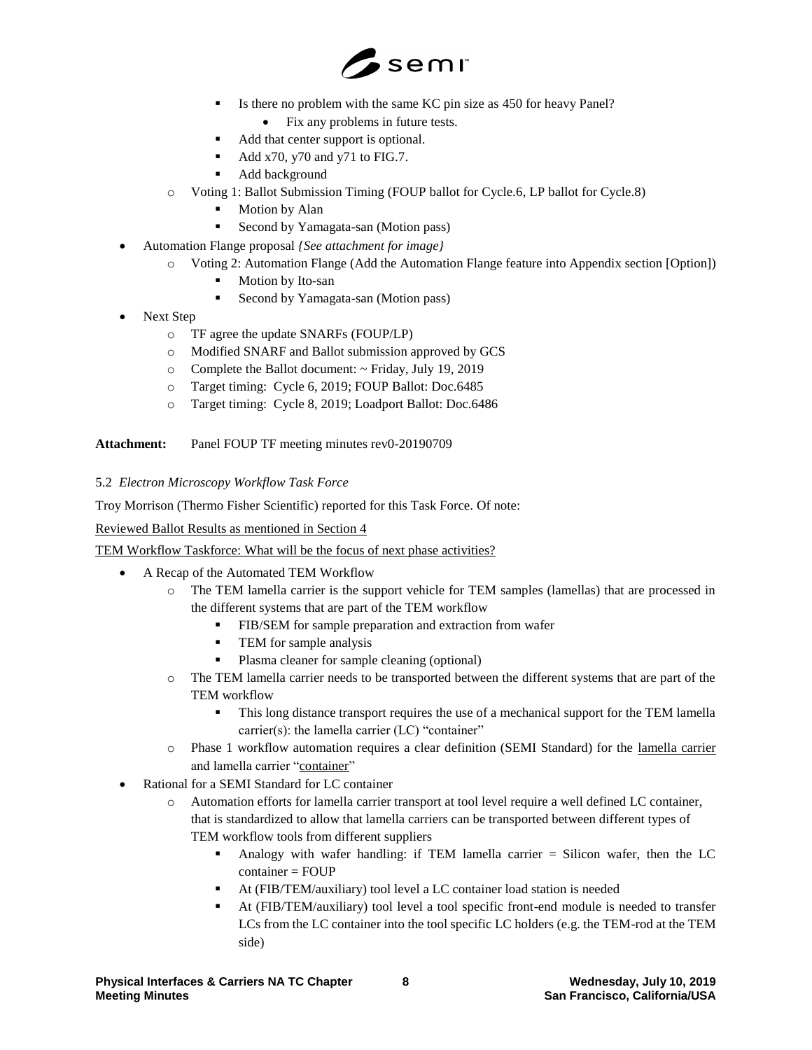- Is there no problem with the same KC pin size as 450 for heavy Panel?
  - Fix any problems in future tests.
- Add that center support is optional.
- Add x70, y70 and y71 to FIG.7.
- Add background
  - Voting 1: Ballot Submission Timing (FOUP ballot for Cycle.6, LP ballot for Cycle.8)
    - Motion by Alan
    - Second by Yamagata-san (Motion pass)
- Automation Flange proposal *{See attachment for image}*
  - Voting 2: Automation Flange (Add the Automation Flange feature into Appendix section [Option])
    - Motion by Ito-san
    - Second by Yamagata-san (Motion pass)
- Next Step
  - TF agree the update SNARFs (FOUP/LP)
  - Modified SNARF and Ballot submission approved by GCS
  - Complete the Ballot document: ~ Friday, July 19, 2019
  - Target timing: Cycle 6, 2019; FOUP Ballot: Doc.6485
  - Target timing: Cycle 8, 2019; Loadport Ballot: Doc.6486

**Attachment:** Panel FOUP TF meeting minutes rev0-20190709

5.2 *Electron Microscopy Workflow Task Force*

Troy Morrison (Thermo Fisher Scientific) reported for this Task Force. Of note:

Reviewed Ballot Results as mentioned in Section 4

TEM Workflow Taskforce: What will be the focus of next phase activities?

- A Recap of the Automated TEM Workflow
  - The TEM lamella carrier is the support vehicle for TEM samples (lamellas) that are processed in the different systems that are part of the TEM workflow
    - FIB/SEM for sample preparation and extraction from wafer
    - TEM for sample analysis
    - Plasma cleaner for sample cleaning (optional)
  - The TEM lamella carrier needs to be transported between the different systems that are part of the TEM workflow
    - This long distance transport requires the use of a mechanical support for the TEM lamella carrier(s): the lamella carrier (LC) "container"
  - Phase 1 workflow automation requires a clear definition (SEMI Standard) for the lamella carrier and lamella carrier "container"
- Rational for a SEMI Standard for LC container
  - Automation efforts for lamella carrier transport at tool level require a well defined LC container, that is standardized to allow that lamella carriers can be transported between different types of TEM workflow tools from different suppliers
    - Analogy with wafer handling: if TEM lamella carrier = Silicon wafer, then the LC container = FOUP
    - At (FIB/TEM/auxiliary) tool level a LC container load station is needed
    - At (FIB/TEM/auxiliary) tool level a tool specific front-end module is needed to transfer LCs from the LC container into the tool specific LC holders (e.g. the TEM-rod at the TEM side)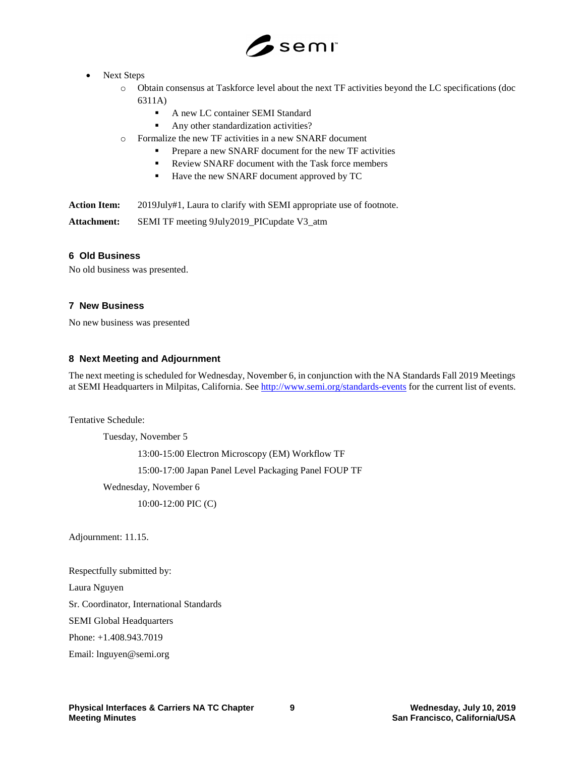- Next Steps
  - Obtain consensus at Taskforce level about the next TF activities beyond the LC specifications (doc 6311A)
    - A new LC container SEMI Standard
    - Any other standardization activities?
  - Formalize the new TF activities in a new SNARF document
    - Prepare a new SNARF document for the new TF activities
    - Review SNARF document with the Task force members
    - Have the new SNARF document approved by TC

**Action Item:** 2019July#1, Laura to clarify with SEMI appropriate use of footnote.

**Attachment:** SEMI TF meeting 9July2019_PICupdate V3_atm

## 6 Old Business

No old business was presented.

## 7 New Business

No new business was presented

## 8 Next Meeting and Adjournment

The next meeting is scheduled for Wednesday, November 6, in conjunction with the NA Standards Fall 2019 Meetings at SEMI Headquarters in Milpitas, California. See http://www.semi.org/standards-events for the current list of events.

Tentative Schedule:

Tuesday, November 5

13:00-15:00 Electron Microscopy (EM) Workflow TF

15:00-17:00 Japan Panel Level Packaging Panel FOUP TF

Wednesday, November 6

10:00-12:00 PIC (C)

Adjournment: 11.15.

Respectfully submitted by:

Laura Nguyen

Sr. Coordinator, International Standards

SEMI Global Headquarters

Phone: +1.408.943.7019

Email: lnguyen@semi.org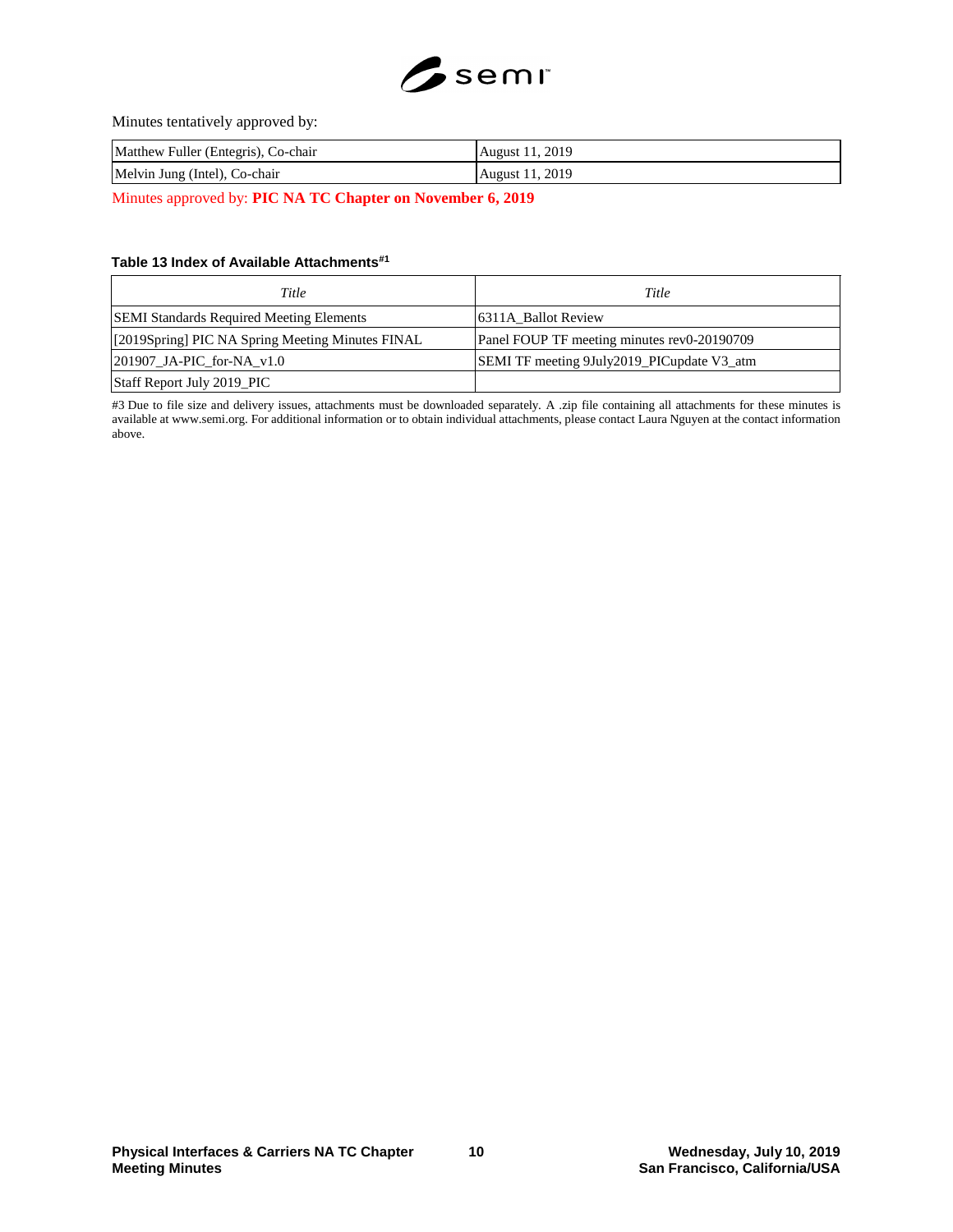Minutes tentatively approved by:

| | |
|---|---|
| Matthew Fuller (Entegris), Co-chair | August 11, 2019 |
| Melvin Jung (Intel), Co-chair | August 11, 2019 |

Minutes approved by: **PIC NA TC Chapter on November 6, 2019**

#### Table 13 Index of Available Attachments[#1]

| *Title* | *Title* |
|---|---|
| SEMI Standards Required Meeting Elements | 6311A_Ballot Review |
| [2019Spring] PIC NA Spring Meeting Minutes FINAL | Panel FOUP TF meeting minutes rev0-20190709 |
| 201907_JA-PIC_for-NA_v1.0 | SEMI TF meeting 9July2019_PICupdate V3_atm |
| Staff Report July 2019_PIC | |

#3 Due to file size and delivery issues, attachments must be downloaded separately. A .zip file containing all attachments for these minutes is available at www.semi.org. For additional information or to obtain individual attachments, please contact Laura Nguyen at the contact information above.